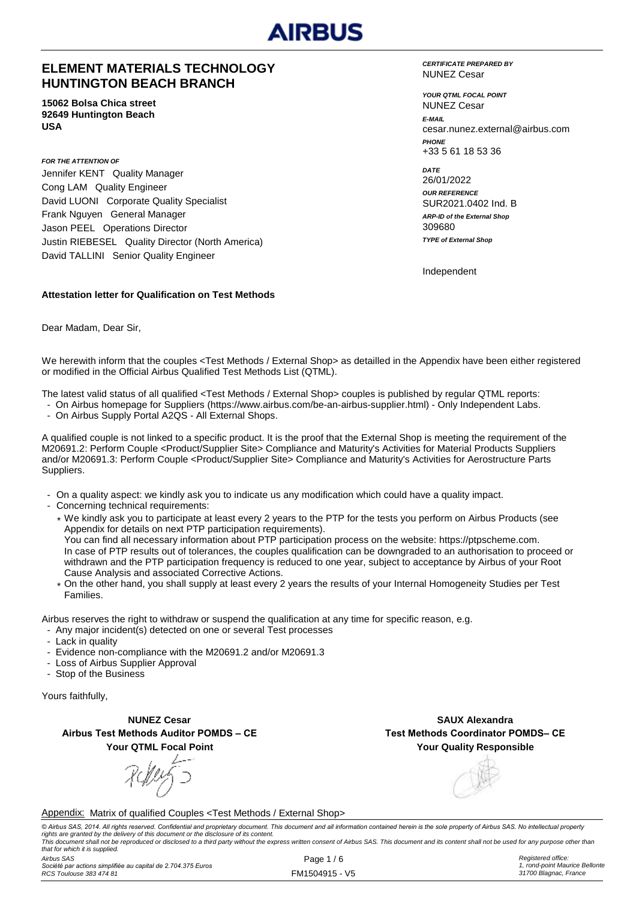AIRBUS

## ELEMENT MATERIALS TECHNOLOGY HUNTINGTON BEACH BRANCH

**15062 Bolsa Chica street**
**92649 Huntington Beach**
**USA**

***FOR THE ATTENTION OF***

Jennifer KENT Quality Manager
Cong LAM Quality Engineer
David LUONI Corporate Quality Specialist
Frank Nguyen General Manager
Jason PEEL Operations Director
Justin RIEBESEL Quality Director (North America)
David TALLINI Senior Quality Engineer

***CERTIFICATE PREPARED BY***
NUNEZ Cesar

***YOUR QTML FOCAL POINT***
NUNEZ Cesar

***E-MAIL***
cesar.nunez.external@airbus.com

***PHONE***
+33 5 61 18 53 36

***DATE***
26/01/2022

***OUR REFERENCE***
SUR2021.0402 Ind. B

***ARP-ID of the External Shop***
309680

***TYPE of External Shop***
Independent

**Attestation letter for Qualification on Test Methods**

Dear Madam, Dear Sir,

We herewith inform that the couples <Test Methods / External Shop> as detailled in the Appendix have been either registered or modified in the Official Airbus Qualified Test Methods List (QTML).

The latest valid status of all qualified <Test Methods / External Shop> couples is published by regular QTML reports:

- On Airbus homepage for Suppliers (https://www.airbus.com/be-an-airbus-supplier.html) - Only Independent Labs.
- On Airbus Supply Portal A2QS - All External Shops.

A qualified couple is not linked to a specific product. It is the proof that the External Shop is meeting the requirement of the M20691.2: Perform Couple <Product/Supplier Site> Compliance and Maturity's Activities for Material Products Suppliers and/or M20691.3: Perform Couple <Product/Supplier Site> Compliance and Maturity's Activities for Aerostructure Parts Suppliers.

- On a quality aspect: we kindly ask you to indicate us any modification which could have a quality impact.
- Concerning technical requirements:
  - We kindly ask you to participate at least every 2 years to the PTP for the tests you perform on Airbus Products (see Appendix for details on next PTP participation requirements).
    You can find all necessary information about PTP participation process on the website: https://ptpscheme.com.
    In case of PTP results out of tolerances, the couples qualification can be downgraded to an authorisation to proceed or withdrawn and the PTP participation frequency is reduced to one year, subject to acceptance by Airbus of your Root Cause Analysis and associated Corrective Actions.
  - On the other hand, you shall supply at least every 2 years the results of your Internal Homogeneity Studies per Test Families.

Airbus reserves the right to withdraw or suspend the qualification at any time for specific reason, e.g.

- Any major incident(s) detected on one or several Test processes
- Lack in quality
- Evidence non-compliance with the M20691.2 and/or M20691.3
- Loss of Airbus Supplier Approval
- Stop of the Business

Yours faithfully,

**NUNEZ Cesar**
**Airbus Test Methods Auditor POMDS – CE**
**Your QTML Focal Point**

**SAUX Alexandra**
**Test Methods Coordinator POMDS– CE**
**Your Quality Responsible**

Appendix: Matrix of qualified Couples <Test Methods / External Shop>

*© Airbus SAS, 2014. All rights reserved. Confidential and proprietary document. This document and all information contained herein is the sole property of Airbus SAS. No intellectual property rights are granted by the delivery of this document or the disclosure of its content.*
*This document shall not be reproduced or disclosed to a third party without the express written consent of Airbus SAS. This document and its content shall not be used for any purpose other than that for which it is supplied.*

*Airbus SAS*
*Société par actions simplifiée au capital de 2.704.375 Euros*
*RCS Toulouse 383 474 81*

FM1504915 - V5

*Registered office:*
*1, rond-point Maurice Bellonte*
*31700 Blagnac, France*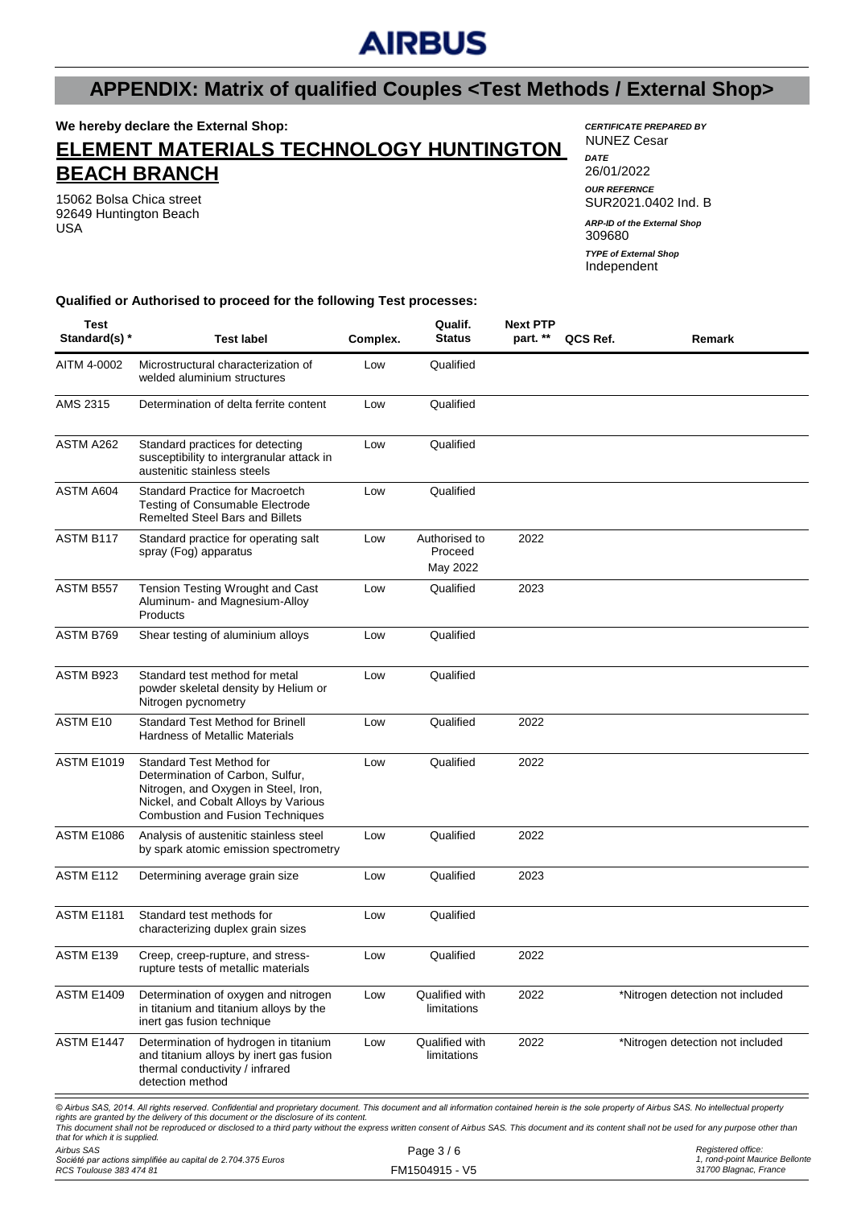# APPENDIX: Matrix of qualified Couples <Test Methods / External Shop>

**We hereby declare the External Shop:**

## ELEMENT MATERIALS TECHNOLOGY HUNTINGTON BEACH BRANCH

15062 Bolsa Chica street
92649 Huntington Beach
USA

***CERTIFICATE PREPARED BY***
NUNEZ Cesar

***DATE***
26/01/2022

***OUR REFERNCE***
SUR2021.0402 Ind. B

***ARP-ID of the External Shop***
309680

***TYPE of External Shop***
Independent

**Qualified or Authorised to proceed for the following Test processes:**

| Test Standard(s) * | Test label | Complex. | Qualif. Status | Next PTP part. ** | QCS Ref. | Remark |
|---|---|---|---|---|---|---|
| AITM 4-0002 | Microstructural characterization of welded aluminium structures | Low | Qualified | | | |
| AMS 2315 | Determination of delta ferrite content | Low | Qualified | | | |
| ASTM A262 | Standard practices for detecting susceptibility to intergranular attack in austenitic stainless steels | Low | Qualified | | | |
| ASTM A604 | Standard Practice for Macroetch Testing of Consumable Electrode Remelted Steel Bars and Billets | Low | Qualified | | | |
| ASTM B117 | Standard practice for operating salt spray (Fog) apparatus | Low | Authorised to Proceed May 2022 | 2022 | | |
| ASTM B557 | Tension Testing Wrought and Cast Aluminum- and Magnesium-Alloy Products | Low | Qualified | 2023 | | |
| ASTM B769 | Shear testing of aluminium alloys | Low | Qualified | | | |
| ASTM B923 | Standard test method for metal powder skeletal density by Helium or Nitrogen pycnometry | Low | Qualified | | | |
| ASTM E10 | Standard Test Method for Brinell Hardness of Metallic Materials | Low | Qualified | 2022 | | |
| ASTM E1019 | Standard Test Method for Determination of Carbon, Sulfur, Nitrogen, and Oxygen in Steel, Iron, Nickel, and Cobalt Alloys by Various Combustion and Fusion Techniques | Low | Qualified | 2022 | | |
| ASTM E1086 | Analysis of austenitic stainless steel by spark atomic emission spectrometry | Low | Qualified | 2022 | | |
| ASTM E112 | Determining average grain size | Low | Qualified | 2023 | | |
| ASTM E1181 | Standard test methods for characterizing duplex grain sizes | Low | Qualified | | | |
| ASTM E139 | Creep, creep-rupture, and stress-rupture tests of metallic materials | Low | Qualified | 2022 | | |
| ASTM E1409 | Determination of oxygen and nitrogen in titanium and titanium alloys by the inert gas fusion technique | Low | Qualified with limitations | 2022 | | *Nitrogen detection not included |
| ASTM E1447 | Determination of hydrogen in titanium and titanium alloys by inert gas fusion thermal conductivity / infrared detection method | Low | Qualified with limitations | 2022 | | *Nitrogen detection not included |

*© Airbus SAS, 2014. All rights reserved. Confidential and proprietary document. This document and all information contained herein is the sole property of Airbus SAS. No intellectual property rights are granted by the delivery of this document or the disclosure of its content.*
*This document shall not be reproduced or disclosed to a third party without the express written consent of Airbus SAS. This document and its content shall not be used for any purpose other than that for which it is supplied.*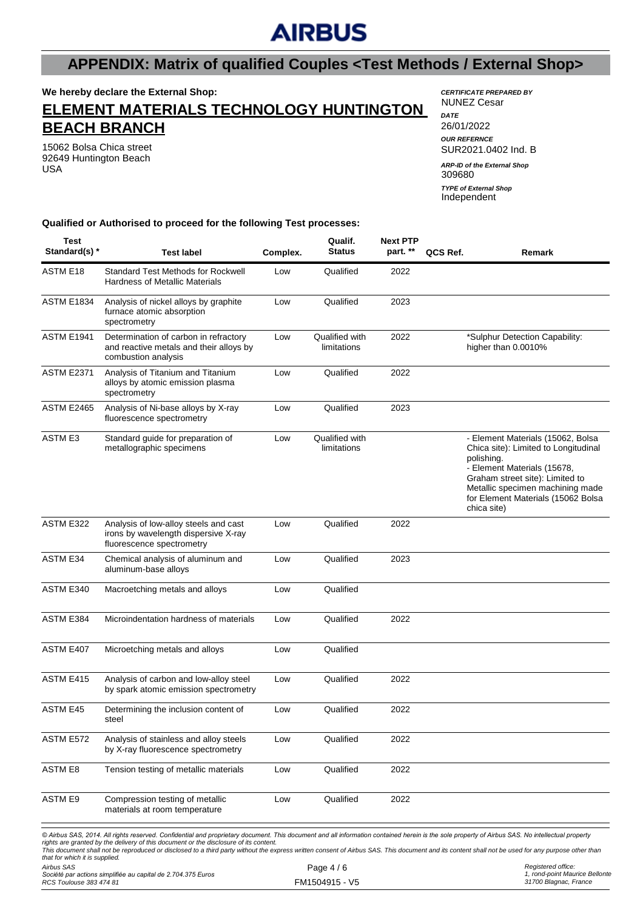## APPENDIX: Matrix of qualified Couples <Test Methods / External Shop>

**We hereby declare the External Shop:**

# ELEMENT MATERIALS TECHNOLOGY HUNTINGTON BEACH BRANCH

15062 Bolsa Chica street
92649 Huntington Beach
USA

*CERTIFICATE PREPARED BY*
NUNEZ Cesar

*DATE*
26/01/2022

*OUR REFERNCE*
SUR2021.0402 Ind. B

*ARP-ID of the External Shop*
309680

*TYPE of External Shop*
Independent

**Qualified or Authorised to proceed for the following Test processes:**

| Test Standard(s) * | Test label | Complex. | Qualif. Status | Next PTP part. ** | QCS Ref. | Remark |
|---|---|---|---|---|---|---|
| ASTM E18 | Standard Test Methods for Rockwell Hardness of Metallic Materials | Low | Qualified | 2022 | | |
| ASTM E1834 | Analysis of nickel alloys by graphite furnace atomic absorption spectrometry | Low | Qualified | 2023 | | |
| ASTM E1941 | Determination of carbon in refractory and reactive metals and their alloys by combustion analysis | Low | Qualified with limitations | 2022 | | *Sulphur Detection Capability: higher than 0.0010% |
| ASTM E2371 | Analysis of Titanium and Titanium alloys by atomic emission plasma spectrometry | Low | Qualified | 2022 | | |
| ASTM E2465 | Analysis of Ni-base alloys by X-ray fluorescence spectrometry | Low | Qualified | 2023 | | |
| ASTM E3 | Standard guide for preparation of metallographic specimens | Low | Qualified with limitations | | | - Element Materials (15062, Bolsa Chica site): Limited to Longitudinal polishing.<br>- Element Materials (15678, Graham street site): Limited to Metallic specimen machining made for Element Materials (15062 Bolsa chica site) |
| ASTM E322 | Analysis of low-alloy steels and cast irons by wavelength dispersive X-ray fluorescence spectrometry | Low | Qualified | 2022 | | |
| ASTM E34 | Chemical analysis of aluminum and aluminum-base alloys | Low | Qualified | 2023 | | |
| ASTM E340 | Macroetching metals and alloys | Low | Qualified | | | |
| ASTM E384 | Microindentation hardness of materials | Low | Qualified | 2022 | | |
| ASTM E407 | Microetching metals and alloys | Low | Qualified | | | |
| ASTM E415 | Analysis of carbon and low-alloy steel by spark atomic emission spectrometry | Low | Qualified | 2022 | | |
| ASTM E45 | Determining the inclusion content of steel | Low | Qualified | 2022 | | |
| ASTM E572 | Analysis of stainless and alloy steels by X-ray fluorescence spectrometry | Low | Qualified | 2022 | | |
| ASTM E8 | Tension testing of metallic materials | Low | Qualified | 2022 | | |
| ASTM E9 | Compression testing of metallic materials at room temperature | Low | Qualified | 2022 | | |

*© Airbus SAS, 2014. All rights reserved. Confidential and proprietary document. This document and all information contained herein is the sole property of Airbus SAS. No intellectual property rights are granted by the delivery of this document or the disclosure of its content. This document shall not be reproduced or disclosed to a third party without the express written consent of Airbus SAS. This document and its content shall not be used for any purpose other than that for which it is supplied.*

*Airbus SAS*
*Société par actions simplifiée au capital de 2.704.375 Euros*
*RCS Toulouse 383 474 81*

FM1504915 - V5

*Registered office:*
*1, rond-point Maurice Bellonte*
*31700 Blagnac, France*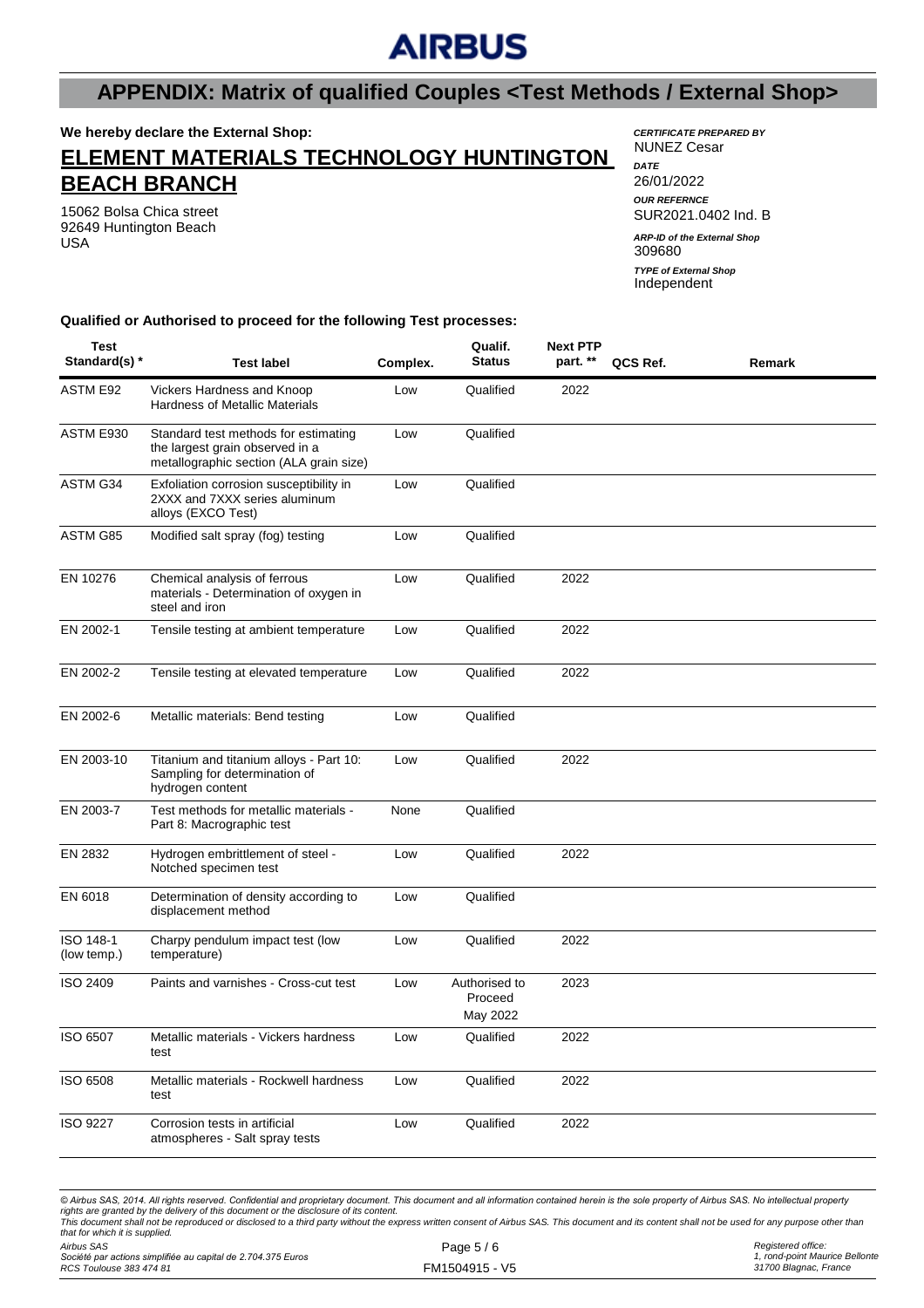AIRBUS

## APPENDIX: Matrix of qualified Couples <Test Methods / External Shop>

**We hereby declare the External Shop:**

# ELEMENT MATERIALS TECHNOLOGY HUNTINGTON BEACH BRANCH

15062 Bolsa Chica street
92649 Huntington Beach
USA

***CERTIFICATE PREPARED BY***
NUNEZ Cesar

***DATE***
26/01/2022

***OUR REFERNCE***
SUR2021.0402 Ind. B

***ARP-ID of the External Shop***
309680

***TYPE of External Shop***
Independent

**Qualified or Authorised to proceed for the following Test processes:**

| Test Standard(s) * | Test label | Complex. | Qualif. Status | Next PTP part. ** | QCS Ref. | Remark |
|---|---|---|---|---|---|---|
| ASTM E92 | Vickers Hardness and Knoop Hardness of Metallic Materials | Low | Qualified | 2022 | | |
| ASTM E930 | Standard test methods for estimating the largest grain observed in a metallographic section (ALA grain size) | Low | Qualified | | | |
| ASTM G34 | Exfoliation corrosion susceptibility in 2XXX and 7XXX series aluminum alloys (EXCO Test) | Low | Qualified | | | |
| ASTM G85 | Modified salt spray (fog) testing | Low | Qualified | | | |
| EN 10276 | Chemical analysis of ferrous materials - Determination of oxygen in steel and iron | Low | Qualified | 2022 | | |
| EN 2002-1 | Tensile testing at ambient temperature | Low | Qualified | 2022 | | |
| EN 2002-2 | Tensile testing at elevated temperature | Low | Qualified | 2022 | | |
| EN 2002-6 | Metallic materials: Bend testing | Low | Qualified | | | |
| EN 2003-10 | Titanium and titanium alloys - Part 10: Sampling for determination of hydrogen content | Low | Qualified | 2022 | | |
| EN 2003-7 | Test methods for metallic materials - Part 8: Macrographic test | None | Qualified | | | |
| EN 2832 | Hydrogen embrittlement of steel - Notched specimen test | Low | Qualified | 2022 | | |
| EN 6018 | Determination of density according to displacement method | Low | Qualified | | | |
| ISO 148-1 (low temp.) | Charpy pendulum impact test (low temperature) | Low | Qualified | 2022 | | |
| ISO 2409 | Paints and varnishes - Cross-cut test | Low | Authorised to Proceed May 2022 | 2023 | | |
| ISO 6507 | Metallic materials - Vickers hardness test | Low | Qualified | 2022 | | |
| ISO 6508 | Metallic materials - Rockwell hardness test | Low | Qualified | 2022 | | |
| ISO 9227 | Corrosion tests in artificial atmospheres - Salt spray tests | Low | Qualified | 2022 | | |

*© Airbus SAS, 2014. All rights reserved. Confidential and proprietary document. This document and all information contained herein is the sole property of Airbus SAS. No intellectual property rights are granted by the delivery of this document or the disclosure of its content.*
*This document shall not be reproduced or disclosed to a third party without the express written consent of Airbus SAS. This document and its content shall not be used for any purpose other than that for which it is supplied.*

*Airbus SAS*
*Société par actions simplifiée au capital de 2.704.375 Euros*
*RCS Toulouse 383 474 81*

FM1504915 - V5

*Registered office:*
*1, rond-point Maurice Bellonte*
*31700 Blagnac, France*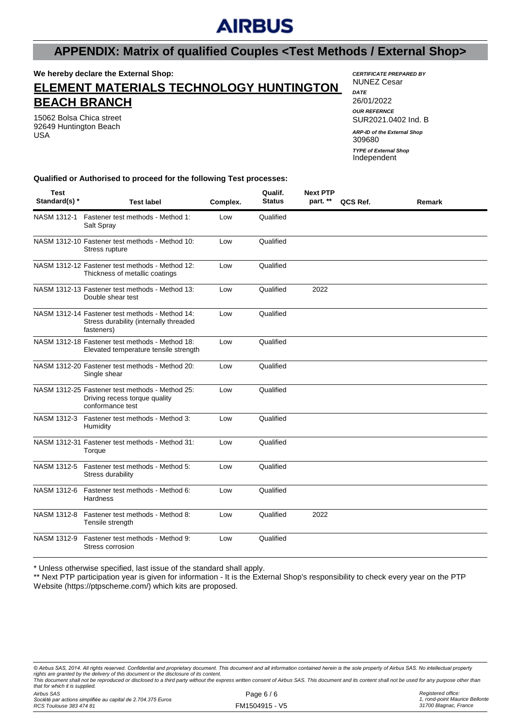## APPENDIX: Matrix of qualified Couples <Test Methods / External Shop>

**We hereby declare the External Shop:**

# ELEMENT MATERIALS TECHNOLOGY HUNTINGTON BEACH BRANCH

15062 Bolsa Chica street
92649 Huntington Beach
USA

***CERTIFICATE PREPARED BY***
NUNEZ Cesar

***DATE***
26/01/2022

***OUR REFERNCE***
SUR2021.0402 Ind. B

***ARP-ID of the External Shop***
309680

***TYPE of External Shop***
Independent

**Qualified or Authorised to proceed for the following Test processes:**

| Test Standard(s) * | Test label | Complex. | Qualif. Status | Next PTP part. ** | QCS Ref. | Remark |
|---|---|---|---|---|---|---|
| NASM 1312-1 | Fastener test methods - Method 1: Salt Spray | Low | Qualified | | | |
| NASM 1312-10 | Fastener test methods - Method 10: Stress rupture | Low | Qualified | | | |
| NASM 1312-12 | Fastener test methods - Method 12: Thickness of metallic coatings | Low | Qualified | | | |
| NASM 1312-13 | Fastener test methods - Method 13: Double shear test | Low | Qualified | 2022 | | |
| NASM 1312-14 | Fastener test methods - Method 14: Stress durability (internally threaded fasteners) | Low | Qualified | | | |
| NASM 1312-18 | Fastener test methods - Method 18: Elevated temperature tensile strength | Low | Qualified | | | |
| NASM 1312-20 | Fastener test methods - Method 20: Single shear | Low | Qualified | | | |
| NASM 1312-25 | Fastener test methods - Method 25: Driving recess torque quality conformance test | Low | Qualified | | | |
| NASM 1312-3 | Fastener test methods - Method 3: Humidity | Low | Qualified | | | |
| NASM 1312-31 | Fastener test methods - Method 31: Torque | Low | Qualified | | | |
| NASM 1312-5 | Fastener test methods - Method 5: Stress durability | Low | Qualified | | | |
| NASM 1312-6 | Fastener test methods - Method 6: Hardness | Low | Qualified | | | |
| NASM 1312-8 | Fastener test methods - Method 8: Tensile strength | Low | Qualified | 2022 | | |
| NASM 1312-9 | Fastener test methods - Method 9: Stress corrosion | Low | Qualified | | | |

\* Unless otherwise specified, last issue of the standard shall apply.

** Next PTP participation year is given for information - It is the External Shop's responsibility to check every year on the PTP Website (https://ptpscheme.com/) which kits are proposed.

*© Airbus SAS, 2014. All rights reserved. Confidential and proprietary document. This document and all information contained herein is the sole property of Airbus SAS. No intellectual property rights are granted by the delivery of this document or the disclosure of its content.
This document shall not be reproduced or disclosed to a third party without the express written consent of Airbus SAS. This document and its content shall not be used for any purpose other than that for which it is supplied.*

*Airbus SAS
Société par actions simplifiée au capital de 2.704.375 Euros
RCS Toulouse 383 474 81*

FM1504915 - V5

*Registered office:
1, rond-point Maurice Bellonte
31700 Blagnac, France*